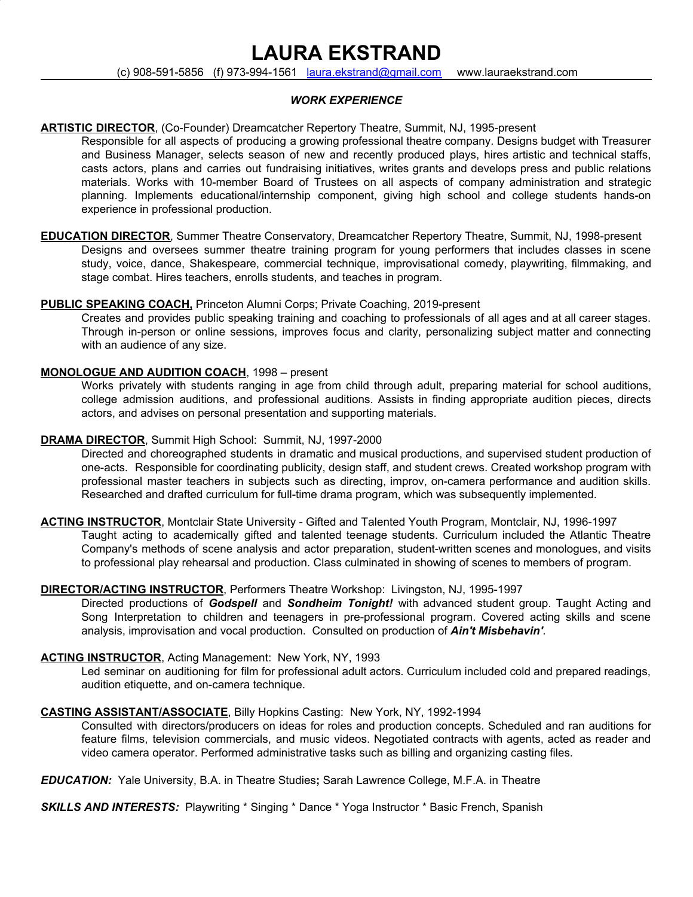# LAURA EKSTRAND

(c) 908-591-5856 (f) 973-994-1561 laura.ekstrand@gmail.com www.lauraekstrand.com

## *WORK EXPERIENCE*

**ARTISTIC DIRECTOR**, (Co-Founder) Dreamcatcher Repertory Theatre, Summit, NJ, 1995-present

Responsible for all aspects of producing a growing professional theatre company. Designs budget with Treasurer and Business Manager, selects season of new and recently produced plays, hires artistic and technical staffs, casts actors, plans and carries out fundraising initiatives, writes grants and develops press and public relations materials. Works with 10-member Board of Trustees on all aspects of company administration and strategic planning. Implements educational/internship component, giving high school and college students hands-on experience in professional production.

**EDUCATION DIRECTOR**, Summer Theatre Conservatory, Dreamcatcher Repertory Theatre, Summit, NJ, 1998-present

Designs and oversees summer theatre training program for young performers that includes classes in scene study, voice, dance, Shakespeare, commercial technique, improvisational comedy, playwriting, filmmaking, and stage combat. Hires teachers, enrolls students, and teaches in program.

**PUBLIC SPEAKING COACH,** Princeton Alumni Corps; Private Coaching, 2019-present

Creates and provides public speaking training and coaching to professionals of all ages and at all career stages. Through in-person or online sessions, improves focus and clarity, personalizing subject matter and connecting with an audience of any size.

**MONOLOGUE AND AUDITION COACH**, 1998 – present

Works privately with students ranging in age from child through adult, preparing material for school auditions, college admission auditions, and professional auditions. Assists in finding appropriate audition pieces, directs actors, and advises on personal presentation and supporting materials.

**DRAMA DIRECTOR**, Summit High School: Summit, NJ, 1997-2000

Directed and choreographed students in dramatic and musical productions, and supervised student production of one-acts. Responsible for coordinating publicity, design staff, and student crews. Created workshop program with professional master teachers in subjects such as directing, improv, on-camera performance and audition skills. Researched and drafted curriculum for full-time drama program, which was subsequently implemented.

**ACTING INSTRUCTOR**, Montclair State University - Gifted and Talented Youth Program, Montclair, NJ, 1996-1997

Taught acting to academically gifted and talented teenage students. Curriculum included the Atlantic Theatre Company's methods of scene analysis and actor preparation, student-written scenes and monologues, and visits to professional play rehearsal and production. Class culminated in showing of scenes to members of program.

**DIRECTOR/ACTING INSTRUCTOR**, Performers Theatre Workshop: Livingston, NJ, 1995-1997

Directed productions of ***Godspell*** and ***Sondheim Tonight!*** with advanced student group. Taught Acting and Song Interpretation to children and teenagers in pre-professional program. Covered acting skills and scene analysis, improvisation and vocal production. Consulted on production of ***Ain't Misbehavin'***.

**ACTING INSTRUCTOR**, Acting Management: New York, NY, 1993

Led seminar on auditioning for film for professional adult actors. Curriculum included cold and prepared readings, audition etiquette, and on-camera technique.

**CASTING ASSISTANT/ASSOCIATE**, Billy Hopkins Casting: New York, NY, 1992-1994

Consulted with directors/producers on ideas for roles and production concepts. Scheduled and ran auditions for feature films, television commercials, and music videos. Negotiated contracts with agents, acted as reader and video camera operator. Performed administrative tasks such as billing and organizing casting files.

***EDUCATION:*** Yale University, B.A. in Theatre Studies**;** Sarah Lawrence College, M.F.A. in Theatre

***SKILLS AND INTERESTS:*** Playwriting * Singing * Dance * Yoga Instructor * Basic French, Spanish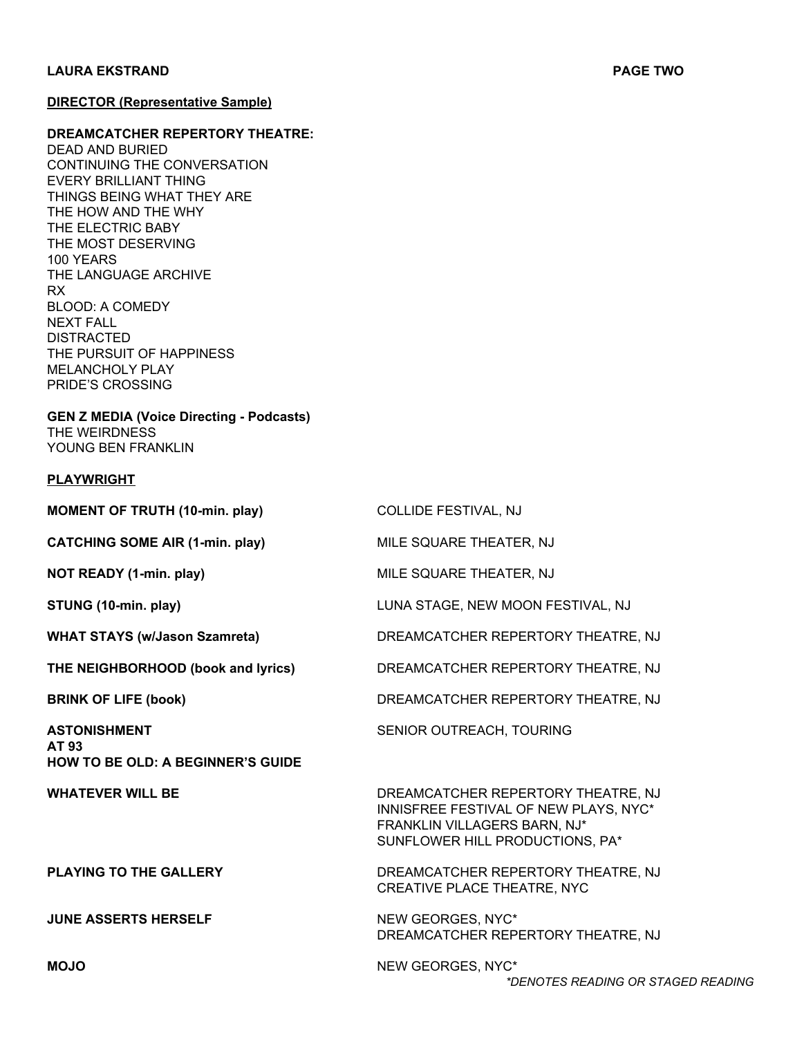## DIRECTOR (Representative Sample)

**DREAMCATCHER REPERTORY THEATRE:**

DEAD AND BURIED
CONTINUING THE CONVERSATION
EVERY BRILLIANT THING
THINGS BEING WHAT THEY ARE
THE HOW AND THE WHY
THE ELECTRIC BABY
THE MOST DESERVING
100 YEARS
THE LANGUAGE ARCHIVE
RX
BLOOD: A COMEDY
NEXT FALL
DISTRACTED
THE PURSUIT OF HAPPINESS
MELANCHOLY PLAY
PRIDE'S CROSSING

**GEN Z MEDIA (Voice Directing - Podcasts)**

THE WEIRDNESS
YOUNG BEN FRANKLIN

## PLAYWRIGHT

| | |
|---|---|
| **MOMENT OF TRUTH (10-min. play)** | COLLIDE FESTIVAL, NJ |
| **CATCHING SOME AIR (1-min. play)** | MILE SQUARE THEATER, NJ |
| **NOT READY (1-min. play)** | MILE SQUARE THEATER, NJ |
| **STUNG (10-min. play)** | LUNA STAGE, NEW MOON FESTIVAL, NJ |
| **WHAT STAYS (w/Jason Szamreta)** | DREAMCATCHER REPERTORY THEATRE, NJ |
| **THE NEIGHBORHOOD (book and lyrics)** | DREAMCATCHER REPERTORY THEATRE, NJ |
| **BRINK OF LIFE (book)** | DREAMCATCHER REPERTORY THEATRE, NJ |
| **ASTONISHMENT**<br>**AT 93**<br>**HOW TO BE OLD: A BEGINNER'S GUIDE** | SENIOR OUTREACH, TOURING |
| **WHATEVER WILL BE** | DREAMCATCHER REPERTORY THEATRE, NJ<br>INNISFREE FESTIVAL OF NEW PLAYS, NYC*<br>FRANKLIN VILLAGERS BARN, NJ*<br>SUNFLOWER HILL PRODUCTIONS, PA* |
| **PLAYING TO THE GALLERY** | DREAMCATCHER REPERTORY THEATRE, NJ<br>CREATIVE PLACE THEATRE, NYC |
| **JUNE ASSERTS HERSELF** | NEW GEORGES, NYC*<br>DREAMCATCHER REPERTORY THEATRE, NJ |
| **MOJO** | NEW GEORGES, NYC* |

*\*DENOTES READING OR STAGED READING*